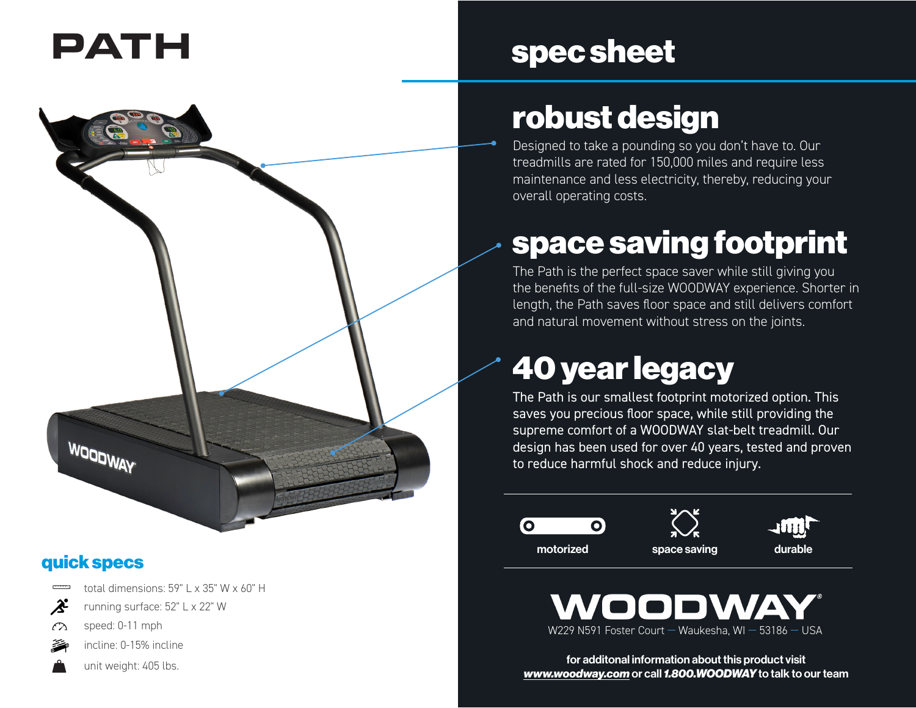# PATH

## spec sheet

## robust design

Designed to take a pounding so you don't have to. Our treadmills are rated for 150,000 miles and require less maintenance and less electricity, thereby, reducing your overall operating costs.

## space saving footprint

The Path is the perfect space saver while still giving you the benefits of the full-size WOODWAY experience. Shorter in length, the Path saves floor space and still delivers comfort and natural movement without stress on the joints.

## 40 year legacy

The Path is our smallest footprint motorized option. This saves you precious floor space, while still providing the supreme comfort of a WOODWAY slat-belt treadmill. Our design has been used for over 40 years, tested and proven to reduce harmful shock and reduce injury.

**motorized** | **space saving** | **durable**

## quick specs

- total dimensions: 59" L x 35" W x 60" H
- running surface: 52" L x 22" W
- speed: 0-11 mph
- incline: 0-15% incline
- unit weight: 405 lbs.

**WOODWAY®**

W229 N591 Foster Court — Waukesha, WI — 53186 — USA

**for additonal information about this product visit *www.woodway.com* or call *1.800.WOODWAY* to talk to our team**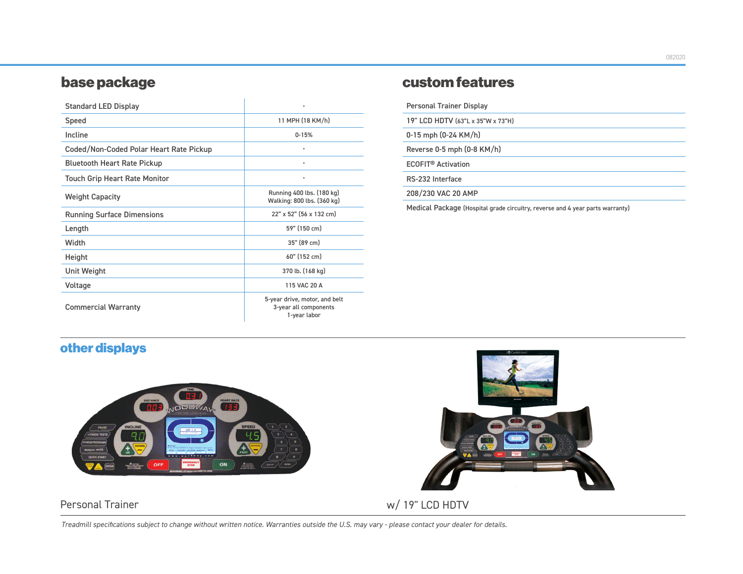## base package

| | |
|---|---|
| Standard LED Display | · |
| Speed | 11 MPH (18 KM/h) |
| Incline | 0-15% |
| Coded/Non-Coded Polar Heart Rate Pickup | · |
| Bluetooth Heart Rate Pickup | · |
| Touch Grip Heart Rate Monitor | · |
| Weight Capacity | Running 400 lbs. (180 kg)<br>Walking: 800 lbs. (360 kg) |
| Running Surface Dimensions | 22" x 52" (56 x 132 cm) |
| Length | 59" (150 cm) |
| Width | 35" (89 cm) |
| Height | 60" (152 cm) |
| Unit Weight | 370 lb. (168 kg) |
| Voltage | 115 VAC 20 A |
| Commercial Warranty | 5-year drive, motor, and belt<br>3-year all components<br>1-year labor |

## custom features

- Personal Trainer Display
- 19" LCD HDTV (63"L x 35"W x 73"H)
- 0-15 mph (0-24 KM/h)
- Reverse 0-5 mph (0-8 KM/h)
- ECOFIT® Activation
- RS-232 Interface
- 208/230 VAC 20 AMP
- Medical Package (Hospital grade circuitry, reverse and 4 year parts warranty)

## other displays

Personal Trainer

w/ 19" LCD HDTV

*Treadmill specifications subject to change without written notice. Warranties outside the U.S. may vary - please contact your dealer for details.*